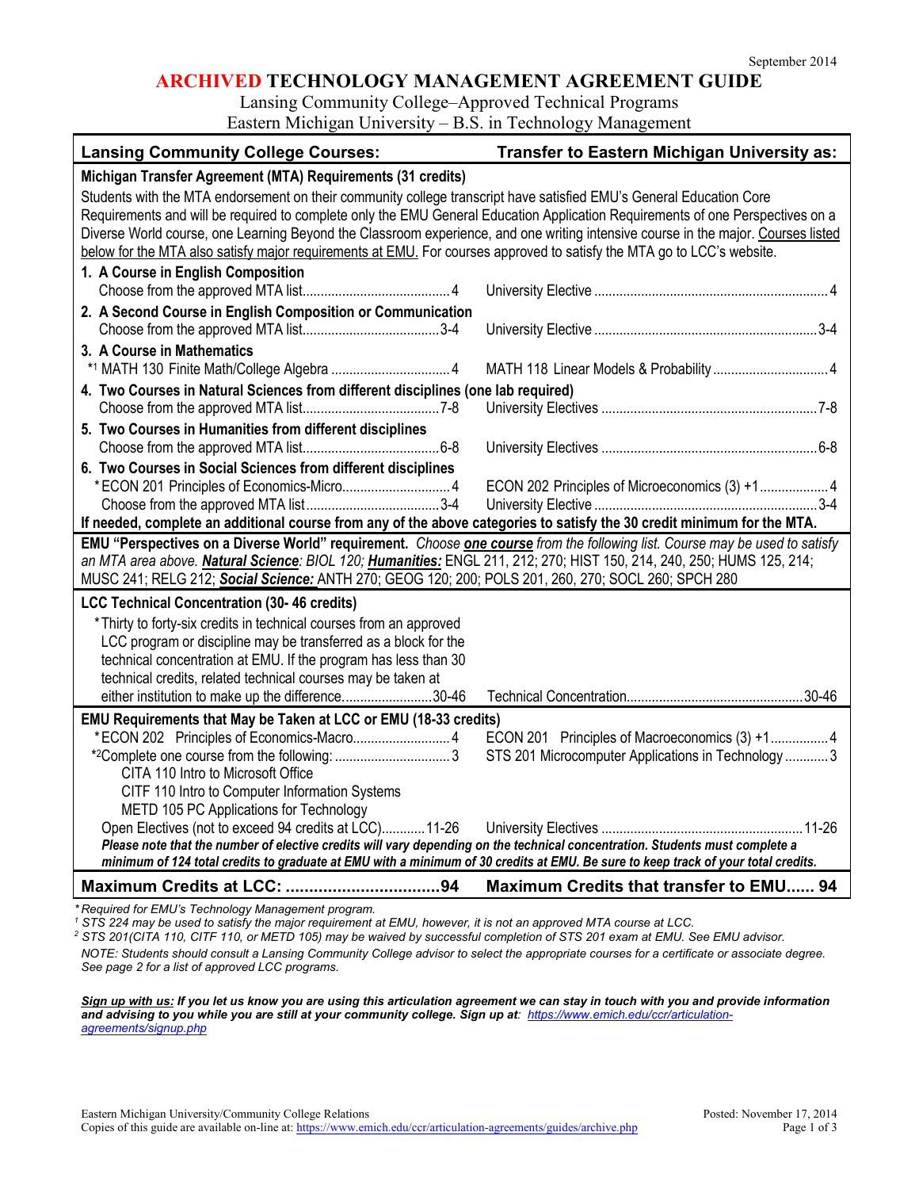September 2014

# ARCHIVED TECHNOLOGY MANAGEMENT AGREEMENT GUIDE

Lansing Community College–Approved Technical Programs
Eastern Michigan University – B.S. in Technology Management

| Lansing Community College Courses: | Transfer to Eastern Michigan University as: |
|---|---|
| **Michigan Transfer Agreement (MTA) Requirements (31 credits)** | |
| Students with the MTA endorsement on their community college transcript have satisfied EMU's General Education Core Requirements and will be required to complete only the EMU General Education Application Requirements of one Perspectives on a Diverse World course, one Learning Beyond the Classroom experience, and one writing intensive course in the major. Courses listed below for the MTA also satisfy major requirements at EMU. For courses approved to satisfy the MTA go to LCC's website. | |
| **1. A Course in English Composition** | |
| Choose from the approved MTA list........4 | University Elective........4 |
| **2. A Second Course in English Composition or Communication** | |
| Choose from the approved MTA list........3-4 | University Elective........3-4 |
| **3. A Course in Mathematics** | |
| *[1] MATH 130 Finite Math/College Algebra........4 | MATH 118 Linear Models & Probability........4 |
| **4. Two Courses in Natural Sciences from different disciplines (one lab required)** | |
| Choose from the approved MTA list........7-8 | University Electives........7-8 |
| **5. Two Courses in Humanities from different disciplines** | |
| Choose from the approved MTA list........6-8 | University Electives........6-8 |
| **6. Two Courses in Social Sciences from different disciplines** | |
| * ECON 201 Principles of Economics-Micro........4 | ECON 202 Principles of Microeconomics (3) +1........4 |
| Choose from the approved MTA list........3-4 | University Elective........3-4 |
| **If needed, complete an additional course from any of the above categories to satisfy the 30 credit minimum for the MTA.** | |
| **EMU "Perspectives on a Diverse World" requirement.** *Choose **one course** from the following list. Course may be used to satisfy an MTA area above.* ***Natural Science**: BIOL 120;* ***Humanities:*** ENGL 211, 212; 270; HIST 150, 214, 240, 250; HUMS 125, 214; MUSC 241; RELG 212; ***Social Science:*** ANTH 270; GEOG 120; 200; POLS 201, 260, 270; SOCL 260; SPCH 280 | |
| **LCC Technical Concentration (30- 46 credits)** | |
| * Thirty to forty-six credits in technical courses from an approved LCC program or discipline may be transferred as a block for the technical concentration at EMU. If the program has less than 30 technical credits, related technical courses may be taken at either institution to make up the difference........30-46 | Technical Concentration........30-46 |
| **EMU Requirements that May be Taken at LCC or EMU (18-33 credits)** | |
| * ECON 202 Principles of Economics-Macro........4 | ECON 201 Principles of Macroeconomics (3) +1........4 |
| *[2] Complete one course from the following:........3<br>CITA 110 Intro to Microsoft Office<br>CITF 110 Intro to Computer Information Systems<br>METD 105 PC Applications for Technology | STS 201 Microcomputer Applications in Technology........3 |
| Open Electives (not to exceed 94 credits at LCC)........11-26 | University Electives........11-26 |
| ***Please note that the number of elective credits will vary depending on the technical concentration. Students must complete a minimum of 124 total credits to graduate at EMU with a minimum of 30 credits at EMU. Be sure to keep track of your total credits.*** | |
| **Maximum Credits at LCC:........94** | **Maximum Credits that transfer to EMU...... 94** |

*\* Required for EMU's Technology Management program.*

*[1] STS 224 may be used to satisfy the major requirement at EMU, however, it is not an approved MTA course at LCC.*

*[2] STS 201(CITA 110, CITF 110, or METD 105) may be waived by successful completion of STS 201 exam at EMU. See EMU advisor.*

*NOTE: Students should consult a Lansing Community College advisor to select the appropriate courses for a certificate or associate degree. See page 2 for a list of approved LCC programs.*

***Sign up with us:** If you let us know you are using this articulation agreement we can stay in touch with you and provide information and advising to you while you are still at your community college. Sign up at: https://www.emich.edu/ccr/articulation-agreements/signup.php*

Eastern Michigan University/Community College Relations
Copies of this guide are available on-line at: https://www.emich.edu/ccr/articulation-agreements/guides/archive.php

Posted: November 17, 2014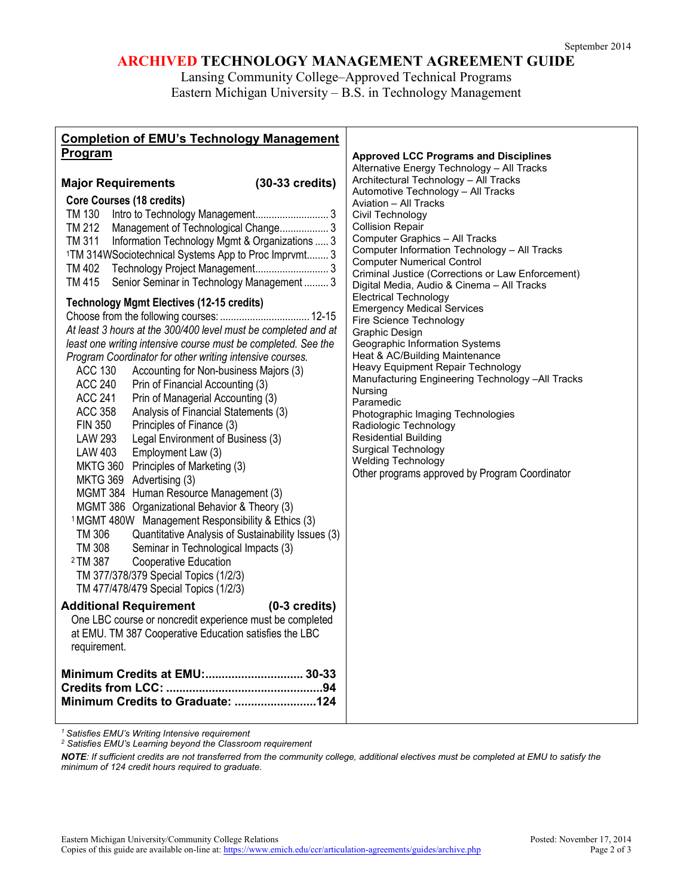September 2014

# ARCHIVED TECHNOLOGY MANAGEMENT AGREEMENT GUIDE

Lansing Community College–Approved Technical Programs
Eastern Michigan University – B.S. in Technology Management

## Completion of EMU's Technology Management Program

### Major Requirements (30-33 credits)

**Core Courses (18 credits)**

- TM 130 Intro to Technology Management........................... 3
- TM 212 Management of Technological Change.................. 3
- TM 311 Information Technology Mgmt & Organizations ..... 3
- [1]TM 314W Sociotechnical Systems App to Proc Imprvmt........ 3
- TM 402 Technology Project Management........................... 3
- TM 415 Senior Seminar in Technology Management ......... 3

**Technology Mgmt Electives (12-15 credits)**

Choose from the following courses: ................................ 12-15

*At least 3 hours at the 300/400 level must be completed and at least one writing intensive course must be completed. See the Program Coordinator for other writing intensive courses.*

- ACC 130 Accounting for Non-business Majors (3)
- ACC 240 Prin of Financial Accounting (3)
- ACC 241 Prin of Managerial Accounting (3)
- ACC 358 Analysis of Financial Statements (3)
- FIN 350 Principles of Finance (3)
- LAW 293 Legal Environment of Business (3)
- LAW 403 Employment Law (3)
- MKTG 360 Principles of Marketing (3)
- MKTG 369 Advertising (3)
- MGMT 384 Human Resource Management (3)
- MGMT 386 Organizational Behavior & Theory (3)
- [1]MGMT 480W Management Responsibility & Ethics (3)
- TM 306 Quantitative Analysis of Sustainability Issues (3)
- TM 308 Seminar in Technological Impacts (3)
- [2]TM 387 Cooperative Education
- TM 377/378/379 Special Topics (1/2/3)
- TM 477/478/479 Special Topics (1/2/3)

### Additional Requirement (0-3 credits)

One LBC course or noncredit experience must be completed at EMU. TM 387 Cooperative Education satisfies the LBC requirement.

**Minimum Credits at EMU:.............................. 30-33**
**Credits from LCC: ................................................94**
**Minimum Credits to Graduate: .........................124**

### Approved LCC Programs and Disciplines

- Alternative Energy Technology – All Tracks
- Architectural Technology – All Tracks
- Automotive Technology – All Tracks
- Aviation – All Tracks
- Civil Technology
- Collision Repair
- Computer Graphics – All Tracks
- Computer Information Technology – All Tracks
- Computer Numerical Control
- Criminal Justice (Corrections or Law Enforcement)
- Digital Media, Audio & Cinema – All Tracks
- Electrical Technology
- Emergency Medical Services
- Fire Science Technology
- Graphic Design
- Geographic Information Systems
- Heat & AC/Building Maintenance
- Heavy Equipment Repair Technology
- Manufacturing Engineering Technology –All Tracks
- Nursing
- Paramedic
- Photographic Imaging Technologies
- Radiologic Technology
- Residential Building
- Surgical Technology
- Welding Technology
- Other programs approved by Program Coordinator

[1] *Satisfies EMU's Writing Intensive requirement*
[2] *Satisfies EMU's Learning beyond the Classroom requirement*

***NOTE****: If sufficient credits are not transferred from the community college, additional electives must be completed at EMU to satisfy the minimum of 124 credit hours required to graduate.*

Eastern Michigan University/Community College Relations — Posted: November 17, 2014
Copies of this guide are available on-line at: https://www.emich.edu/ccr/articulation-agreements/guides/archive.php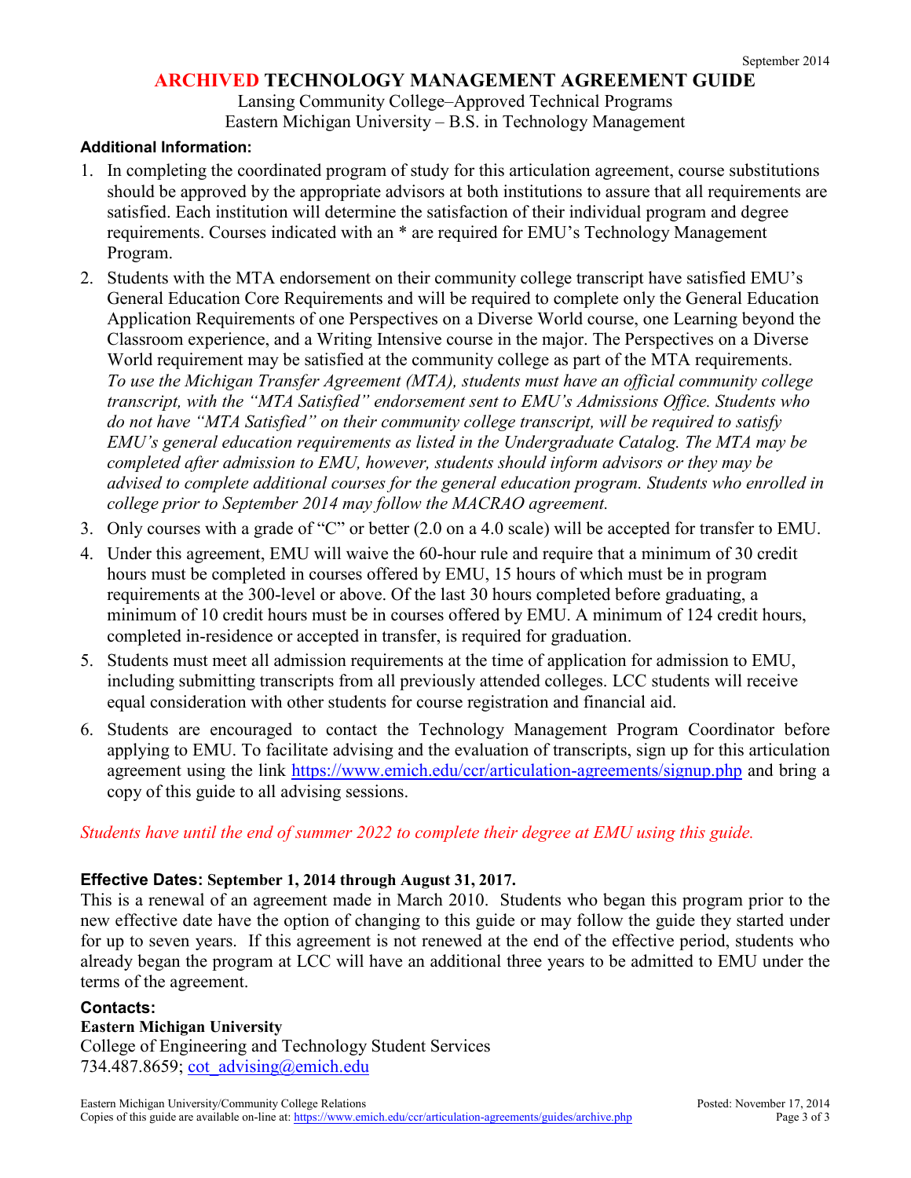September 2014

# ARCHIVED TECHNOLOGY MANAGEMENT AGREEMENT GUIDE

Lansing Community College–Approved Technical Programs
Eastern Michigan University – B.S. in Technology Management

**Additional Information:**

1. In completing the coordinated program of study for this articulation agreement, course substitutions should be approved by the appropriate advisors at both institutions to assure that all requirements are satisfied. Each institution will determine the satisfaction of their individual program and degree requirements. Courses indicated with an * are required for EMU's Technology Management Program.
2. Students with the MTA endorsement on their community college transcript have satisfied EMU's General Education Core Requirements and will be required to complete only the General Education Application Requirements of one Perspectives on a Diverse World course, one Learning beyond the Classroom experience, and a Writing Intensive course in the major. The Perspectives on a Diverse World requirement may be satisfied at the community college as part of the MTA requirements. *To use the Michigan Transfer Agreement (MTA), students must have an official community college transcript, with the "MTA Satisfied" endorsement sent to EMU's Admissions Office. Students who do not have "MTA Satisfied" on their community college transcript, will be required to satisfy EMU's general education requirements as listed in the Undergraduate Catalog. The MTA may be completed after admission to EMU, however, students should inform advisors or they may be advised to complete additional courses for the general education program. Students who enrolled in college prior to September 2014 may follow the MACRAO agreement.*
3. Only courses with a grade of "C" or better (2.0 on a 4.0 scale) will be accepted for transfer to EMU.
4. Under this agreement, EMU will waive the 60-hour rule and require that a minimum of 30 credit hours must be completed in courses offered by EMU, 15 hours of which must be in program requirements at the 300-level or above. Of the last 30 hours completed before graduating, a minimum of 10 credit hours must be in courses offered by EMU. A minimum of 124 credit hours, completed in-residence or accepted in transfer, is required for graduation.
5. Students must meet all admission requirements at the time of application for admission to EMU, including submitting transcripts from all previously attended colleges. LCC students will receive equal consideration with other students for course registration and financial aid.
6. Students are encouraged to contact the Technology Management Program Coordinator before applying to EMU. To facilitate advising and the evaluation of transcripts, sign up for this articulation agreement using the link https://www.emich.edu/ccr/articulation-agreements/signup.php and bring a copy of this guide to all advising sessions.

*Students have until the end of summer 2022 to complete their degree at EMU using this guide.*

**Effective Dates: September 1, 2014 through August 31, 2017.**
This is a renewal of an agreement made in March 2010. Students who began this program prior to the new effective date have the option of changing to this guide or may follow the guide they started under for up to seven years. If this agreement is not renewed at the end of the effective period, students who already began the program at LCC will have an additional three years to be admitted to EMU under the terms of the agreement.

**Contacts:**
**Eastern Michigan University**
College of Engineering and Technology Student Services
734.487.8659; cot_advising@emich.edu

Eastern Michigan University/Community College Relations
Copies of this guide are available on-line at: https://www.emich.edu/ccr/articulation-agreements/guides/archive.php
Posted: November 17, 2014